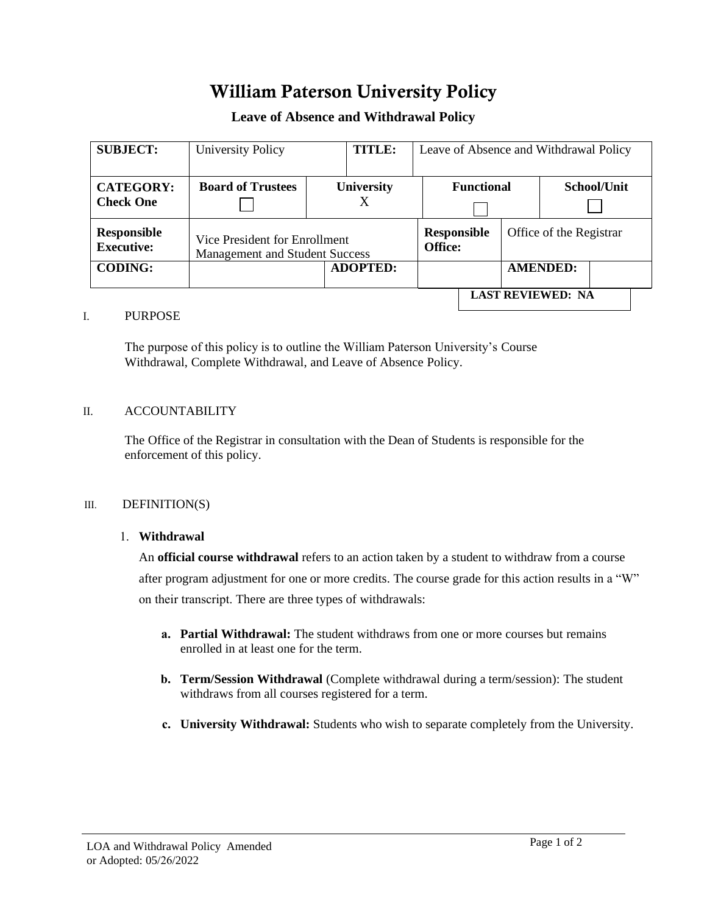# William Paterson University Policy

## Leave of Absence and Withdrawal Policy

| | | | | | |
|---|---|---|---|---|---|
| **SUBJECT:** | University Policy | | **TITLE:** | Leave of Absence and Withdrawal Policy | |
| **CATEGORY: Check One** | **Board of Trustees** ☐ | **University** X | | **Functional** ☐ | **School/Unit** ☐ |
| **Responsible Executive:** | Vice President for Enrollment Management and Student Success | | | **Responsible Office:** | Office of the Registrar |
| **CODING:** | | **ADOPTED:** | | **AMENDED:** | |
| | | | | **LAST REVIEWED: NA** | |

I. PURPOSE

The purpose of this policy is to outline the William Paterson University's Course Withdrawal, Complete Withdrawal, and Leave of Absence Policy.

II. ACCOUNTABILITY

The Office of the Registrar in consultation with the Dean of Students is responsible for the enforcement of this policy.

III. DEFINITION(S)

1. **Withdrawal**

   An **official course withdrawal** refers to an action taken by a student to withdraw from a course after program adjustment for one or more credits. The course grade for this action results in a "W" on their transcript. There are three types of withdrawals:

   a. **Partial Withdrawal:** The student withdraws from one or more courses but remains enrolled in at least one for the term.

   b. **Term/Session Withdrawal** (Complete withdrawal during a term/session): The student withdraws from all courses registered for a term.

   c. **University Withdrawal:** Students who wish to separate completely from the University.

LOA and Withdrawal Policy Amended or Adopted: 05/26/2022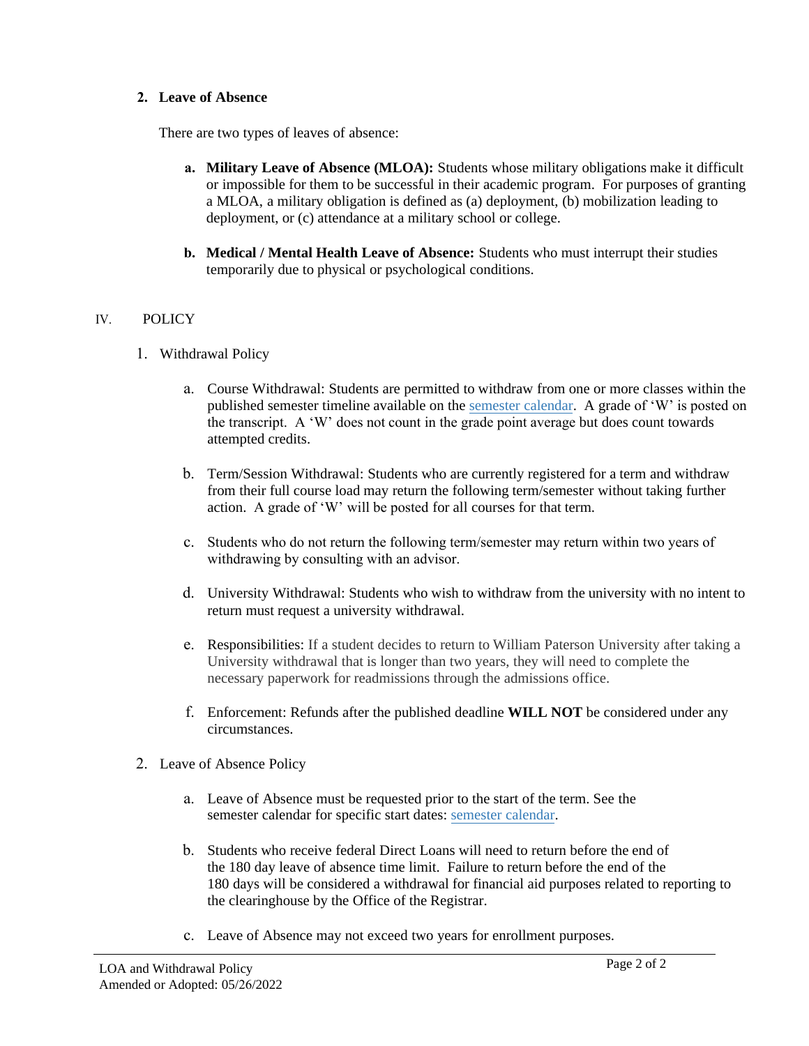**2. Leave of Absence**

There are two types of leaves of absence:

- **a. Military Leave of Absence (MLOA):** Students whose military obligations make it difficult or impossible for them to be successful in their academic program. For purposes of granting a MLOA, a military obligation is defined as (a) deployment, (b) mobilization leading to deployment, or (c) attendance at a military school or college.

- **b. Medical / Mental Health Leave of Absence:** Students who must interrupt their studies temporarily due to physical or psychological conditions.

## IV. POLICY

1. Withdrawal Policy

   a. Course Withdrawal: Students are permitted to withdraw from one or more classes within the published semester timeline available on the semester calendar. A grade of 'W' is posted on the transcript. A 'W' does not count in the grade point average but does count towards attempted credits.

   b. Term/Session Withdrawal: Students who are currently registered for a term and withdraw from their full course load may return the following term/semester without taking further action. A grade of 'W' will be posted for all courses for that term.

   c. Students who do not return the following term/semester may return within two years of withdrawing by consulting with an advisor.

   d. University Withdrawal: Students who wish to withdraw from the university with no intent to return must request a university withdrawal.

   e. Responsibilities: If a student decides to return to William Paterson University after taking a University withdrawal that is longer than two years, they will need to complete the necessary paperwork for readmissions through the admissions office.

   f. Enforcement: Refunds after the published deadline **WILL NOT** be considered under any circumstances.

2. Leave of Absence Policy

   a. Leave of Absence must be requested prior to the start of the term. See the semester calendar for specific start dates: semester calendar.

   b. Students who receive federal Direct Loans will need to return before the end of the 180 day leave of absence time limit. Failure to return before the end of the 180 days will be considered a withdrawal for financial aid purposes related to reporting to the clearinghouse by the Office of the Registrar.

   c. Leave of Absence may not exceed two years for enrollment purposes.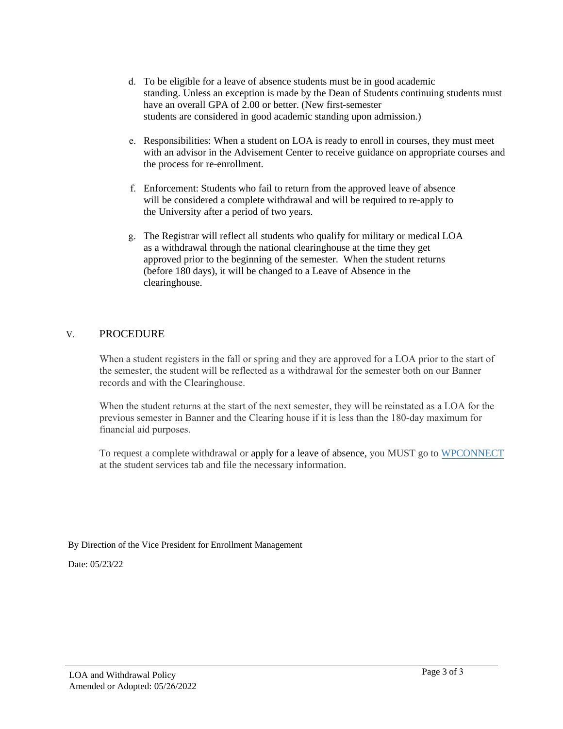d. To be eligible for a leave of absence students must be in good academic standing. Unless an exception is made by the Dean of Students continuing students must have an overall GPA of 2.00 or better. (New first-semester students are considered in good academic standing upon admission.)

e. Responsibilities: When a student on LOA is ready to enroll in courses, they must meet with an advisor in the Advisement Center to receive guidance on appropriate courses and the process for re-enrollment.

f. Enforcement: Students who fail to return from the approved leave of absence will be considered a complete withdrawal and will be required to re-apply to the University after a period of two years.

g. The Registrar will reflect all students who qualify for military or medical LOA as a withdrawal through the national clearinghouse at the time they get approved prior to the beginning of the semester. When the student returns (before 180 days), it will be changed to a Leave of Absence in the clearinghouse.

## V. PROCEDURE

When a student registers in the fall or spring and they are approved for a LOA prior to the start of the semester, the student will be reflected as a withdrawal for the semester both on our Banner records and with the Clearinghouse.

When the student returns at the start of the next semester, they will be reinstated as a LOA for the previous semester in Banner and the Clearing house if it is less than the 180-day maximum for financial aid purposes.

To request a complete withdrawal or apply for a leave of absence, you MUST go to WPCONNECT at the student services tab and file the necessary information.

By Direction of the Vice President for Enrollment Management

Date: 05/23/22